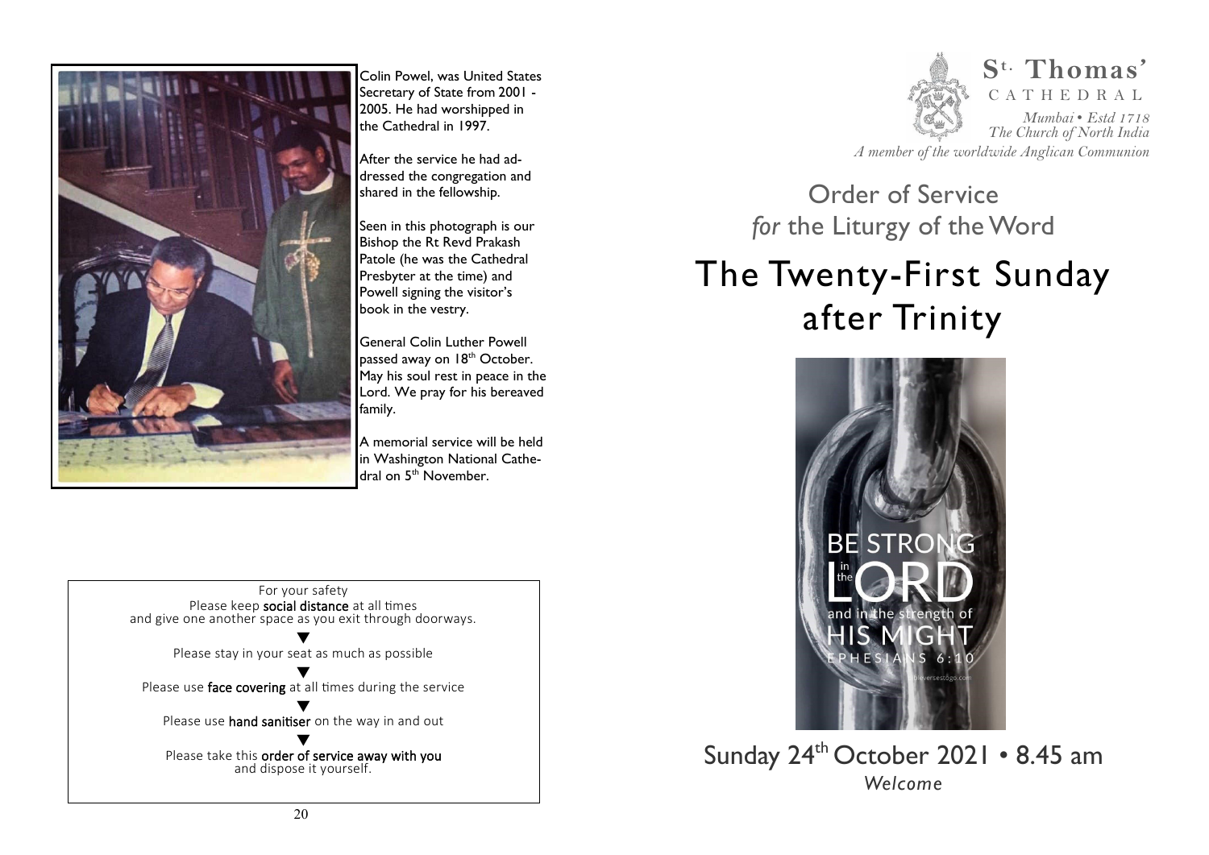Colin Powel, was United States Secretary of State from 2001 - 2005. He had worshipped in the Cathedral in 1997.

After the service he had addressed the congregation and shared in the fellowship.

Seen in this photograph is our Bishop the Rt Revd Prakash Patole (he was the Cathedral Presbyter at the time) and Powell signing the visitor's book in the vestry.

General Colin Luther Powell passed away on 18th October. May his soul rest in peace in the Lord. We pray for his bereaved family.

A memorial service will be held in Washington National Cathedral on 5th November.

For your safety
Please keep **social distance** at all times
and give one another space as you exit through doorways.

▼

Please stay in your seat as much as possible

▼

Please use **face covering** at all times during the service

▼

Please use **hand sanitiser** on the way in and out

▼

Please take this **order of service away with you**
and dispose it yourself.

**St. Thomas'**
CATHEDRAL
*Mumbai • Estd 1718*
*The Church of North India*
*A member of the worldwide Anglican Communion*

## Order of Service *for* the Liturgy of the Word

# The Twenty-First Sunday after Trinity

BE STRONG in the LORD and in the strength of HIS MIGHT
EPHESIANS 6:10

Sunday 24th October 2021 • 8.45 am
*Welcome*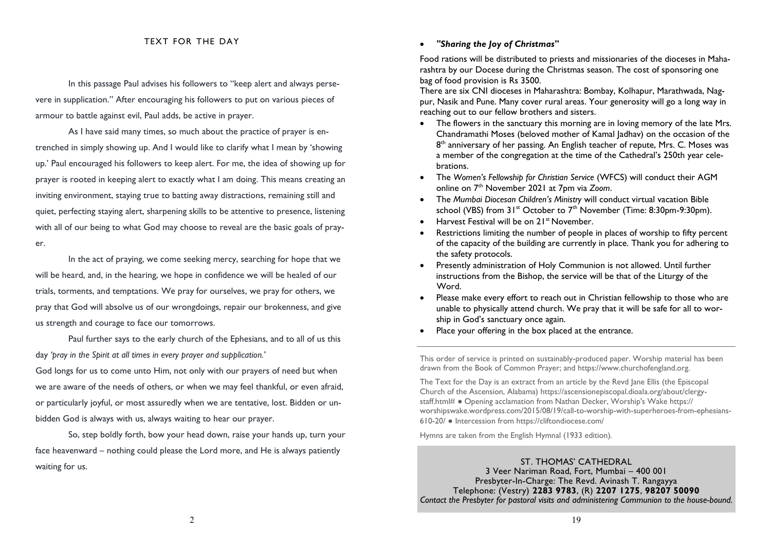## TEXT FOR THE DAY

In this passage Paul advises his followers to "keep alert and always persevere in supplication." After encouraging his followers to put on various pieces of armour to battle against evil, Paul adds, be active in prayer.

As I have said many times, so much about the practice of prayer is entrenched in simply showing up. And I would like to clarify what I mean by 'showing up.' Paul encouraged his followers to keep alert. For me, the idea of showing up for prayer is rooted in keeping alert to exactly what I am doing. This means creating an inviting environment, staying true to batting away distractions, remaining still and quiet, perfecting staying alert, sharpening skills to be attentive to presence, listening with all of our being to what God may choose to reveal are the basic goals of prayer.

In the act of praying, we come seeking mercy, searching for hope that we will be heard, and, in the hearing, we hope in confidence we will be healed of our trials, torments, and temptations. We pray for ourselves, we pray for others, we pray that God will absolve us of our wrongdoings, repair our brokenness, and give us strength and courage to face our tomorrows.

Paul further says to the early church of the Ephesians, and to all of us this day *'pray in the Spirit at all times in every prayer and supplication.'*

God longs for us to come unto Him, not only with our prayers of need but when we are aware of the needs of others, or when we may feel thankful, or even afraid, or particularly joyful, or most assuredly when we are tentative, lost. Bidden or unbidden God is always with us, always waiting to hear our prayer.

So, step boldly forth, bow your head down, raise your hands up, turn your face heavenward – nothing could please the Lord more, and He is always patiently waiting for us.

- ***"Sharing the Joy of Christmas"***

Food rations will be distributed to priests and missionaries of the dioceses in Maharashtra by our Docese during the Christmas season. The cost of sponsoring one bag of food provision is Rs 3500.

There are six CNI dioceses in Maharashtra: Bombay, Kolhapur, Marathwada, Nagpur, Nasik and Pune. Many cover rural areas. Your generosity will go a long way in reaching out to our fellow brothers and sisters.

- The flowers in the sanctuary this morning are in loving memory of the late Mrs. Chandramathi Moses (beloved mother of Kamal Jadhav) on the occasion of the 8th anniversary of her passing. An English teacher of repute, Mrs. C. Moses was a member of the congregation at the time of the Cathedral's 250th year celebrations.
- The *Women's Fellowship for Christian Service* (WFCS) will conduct their AGM online on 7th November 2021 at 7pm via *Zoom*.
- The *Mumbai Diocesan Children's Ministry* will conduct virtual vacation Bible school (VBS) from 31st October to 7th November (Time: 8:30pm-9:30pm).
- Harvest Festival will be on 21st November.
- Restrictions limiting the number of people in places of worship to fifty percent of the capacity of the building are currently in place. Thank you for adhering to the safety protocols.
- Presently administration of Holy Communion is not allowed. Until further instructions from the Bishop, the service will be that of the Liturgy of the Word.
- Please make every effort to reach out in Christian fellowship to those who are unable to physically attend church. We pray that it will be safe for all to worship in God's sanctuary once again.
- Place your offering in the box placed at the entrance.

---

This order of service is printed on sustainably-produced paper. Worship material has been drawn from the Book of Common Prayer; and https://www.churchofengland.org.

The Text for the Day is an extract from an article by the Revd Jane Ellis (the Episcopal Church of the Ascension, Alabama) https://ascensionepiscopal.dioala.org/about/clergy-staff.html# ● Opening acclamation from Nathan Decker, Worship's Wake https://worshipswake.wordpress.com/2015/08/19/call-to-worship-with-superheroes-from-ephesians-610-20/ ● Intercession from https://cliftondiocese.com/

Hymns are taken from the English Hymnal (1933 edition).

ST. THOMAS' CATHEDRAL
3 Veer Nariman Road, Fort, Mumbai – 400 001
Presbyter-In-Charge: The Revd. Avinash T. Rangayya
Telephone: (Vestry) **2283 9783**, (R) **2207 1275**, **98207 50090**
*Contact the Presbyter for pastoral visits and administering Communion to the house-bound.*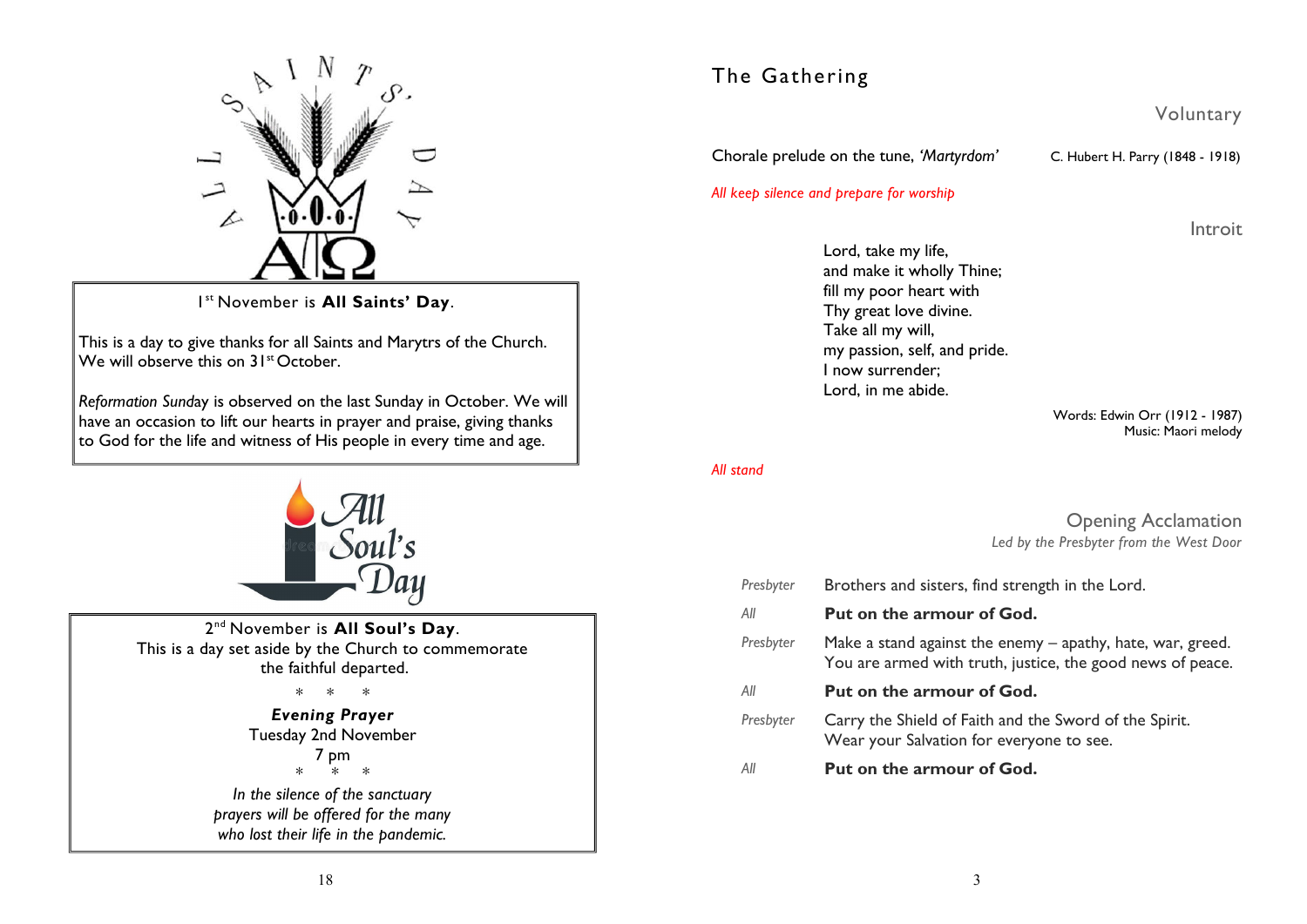1[st] November is **All Saints' Day**.

This is a day to give thanks for all Saints and Marytrs of the Church. We will observe this on 31[st] October.

*Reformation Sunday* is observed on the last Sunday in October. We will have an occasion to lift our hearts in prayer and praise, giving thanks to God for the life and witness of His people in every time and age.

2[nd] November is **All Soul's Day**.
This is a day set aside by the Church to commemorate the faithful departed.

\*   \*   \*

***Evening Prayer***
Tuesday 2nd November
7 pm

\*   \*   \*

*In the silence of the sanctuary prayers will be offered for the many who lost their life in the pandemic.*

# The Gathering

## Voluntary

Chorale prelude on the tune, *'Martyrdom'* — C. Hubert H. Parry (1848 - 1918)

*All keep silence and prepare for worship*

## Introit

Lord, take my life,
and make it wholly Thine;
fill my poor heart with
Thy great love divine.
Take all my will,
my passion, self, and pride.
I now surrender;
Lord, in me abide.

Words: Edwin Orr (1912 - 1987)
Music: Maori melody

*All stand*

## Opening Acclamation

*Led by the Presbyter from the West Door*

*Presbyter* Brothers and sisters, find strength in the Lord.

*All* **Put on the armour of God.**

*Presbyter* Make a stand against the enemy – apathy, hate, war, greed. You are armed with truth, justice, the good news of peace.

*All* **Put on the armour of God.**

*Presbyter* Carry the Shield of Faith and the Sword of the Spirit. Wear your Salvation for everyone to see.

*All* **Put on the armour of God.**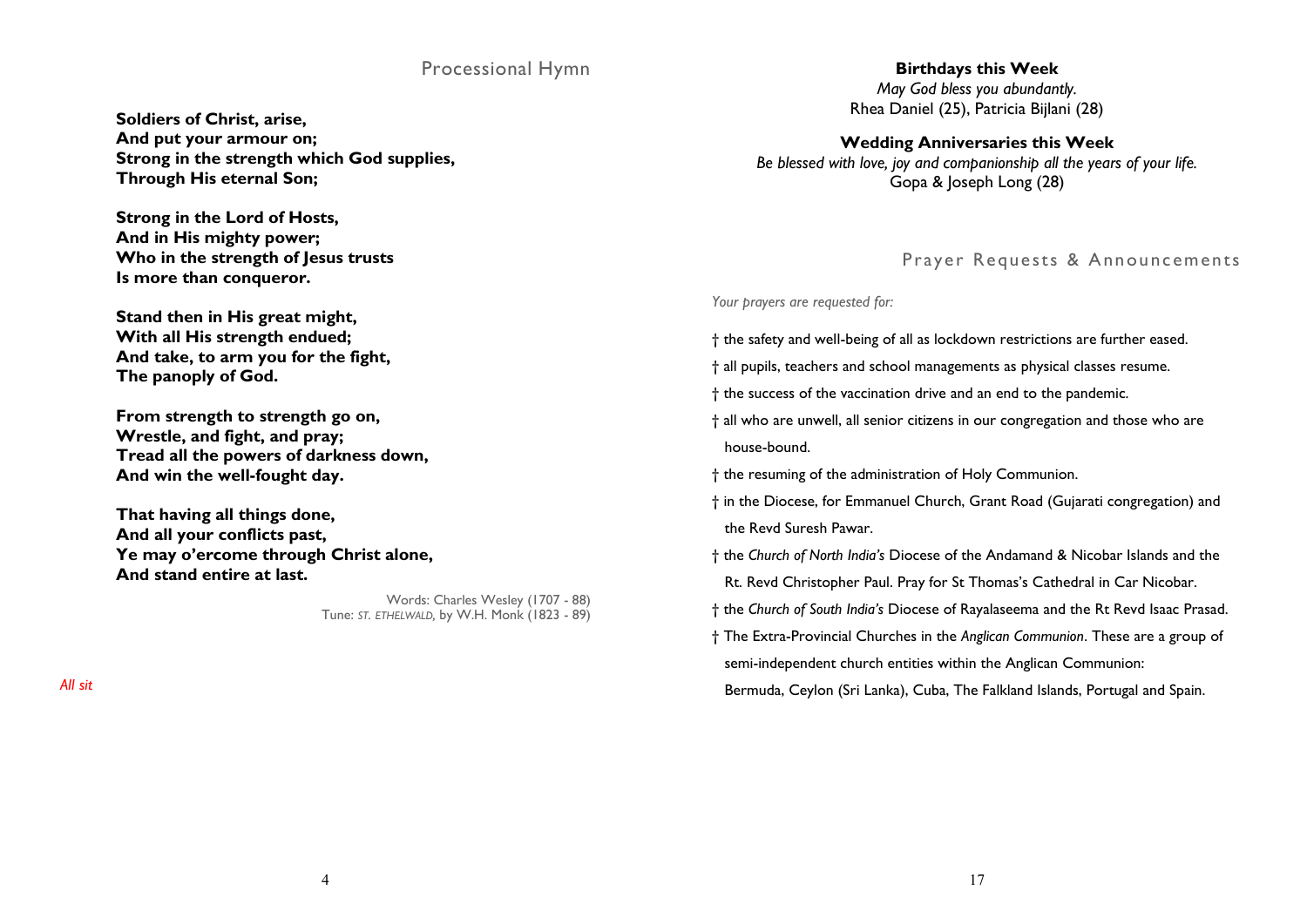## Processional Hymn

**Soldiers of Christ, arise,**
**And put your armour on;**
**Strong in the strength which God supplies,**
**Through His eternal Son;**

**Strong in the Lord of Hosts,**
**And in His mighty power;**
**Who in the strength of Jesus trusts**
**Is more than conqueror.**

**Stand then in His great might,**
**With all His strength endued;**
**And take, to arm you for the fight,**
**The panoply of God.**

**From strength to strength go on,**
**Wrestle, and fight, and pray;**
**Tread all the powers of darkness down,**
**And win the well-fought day.**

**That having all things done,**
**And all your conflicts past,**
**Ye may o'ercome through Christ alone,**
**And stand entire at last.**

Words: Charles Wesley (1707 - 88)
Tune: *ST. ETHELWALD*, by W.H. Monk (1823 - 89)

*All sit*

### Birthdays this Week

*May God bless you abundantly.*
Rhea Daniel (25), Patricia Bijlani (28)

### Wedding Anniversaries this Week

*Be blessed with love, joy and companionship all the years of your life.*
Gopa & Joseph Long (28)

## Prayer Requests & Announcements

*Your prayers are requested for:*

† the safety and well-being of all as lockdown restrictions are further eased.

† all pupils, teachers and school managements as physical classes resume.

† the success of the vaccination drive and an end to the pandemic.

† all who are unwell, all senior citizens in our congregation and those who are house-bound.

† the resuming of the administration of Holy Communion.

† in the Diocese, for Emmanuel Church, Grant Road (Gujarati congregation) and the Revd Suresh Pawar.

† the *Church of North India's* Diocese of the Andamand & Nicobar Islands and the Rt. Revd Christopher Paul. Pray for St Thomas's Cathedral in Car Nicobar.

† the *Church of South India's* Diocese of Rayalaseema and the Rt Revd Isaac Prasad.

† The Extra-Provincial Churches in the *Anglican Communion*. These are a group of semi-independent church entities within the Anglican Communion: Bermuda, Ceylon (Sri Lanka), Cuba, The Falkland Islands, Portugal and Spain.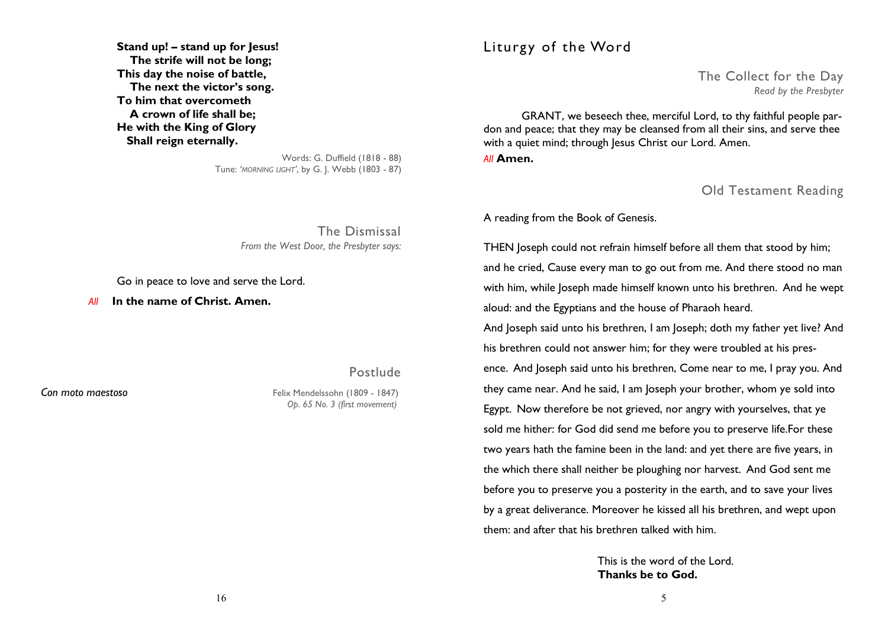**Stand up! – stand up for Jesus!**
**The strife will not be long;**
**This day the noise of battle,**
**The next the victor's song.**
**To him that overcometh**
**A crown of life shall be;**
**He with the King of Glory**
**Shall reign eternally.**

Words: G. Duffield (1818 - 88)
Tune: *'MORNING LIGHT'*, by G. J. Webb (1803 - 87)

## The Dismissal

*From the West Door, the Presbyter says:*

Go in peace to love and serve the Lord.

*All* **In the name of Christ. Amen.**

## Postlude

*Con moto maestoso*

Felix Mendelssohn (1809 - 1847)
*Op. 65 No. 3 (first movement)*

# Liturgy of the Word

## The Collect for the Day

*Read by the Presbyter*

GRANT, we beseech thee, merciful Lord, to thy faithful people pardon and peace; that they may be cleansed from all their sins, and serve thee with a quiet mind; through Jesus Christ our Lord. Amen.

*All* **Amen.**

## Old Testament Reading

A reading from the Book of Genesis.

THEN Joseph could not refrain himself before all them that stood by him; and he cried, Cause every man to go out from me. And there stood no man with him, while Joseph made himself known unto his brethren. And he wept aloud: and the Egyptians and the house of Pharaoh heard.

And Joseph said unto his brethren, I am Joseph; doth my father yet live? And his brethren could not answer him; for they were troubled at his presence. And Joseph said unto his brethren, Come near to me, I pray you. And they came near. And he said, I am Joseph your brother, whom ye sold into Egypt. Now therefore be not grieved, nor angry with yourselves, that ye sold me hither: for God did send me before you to preserve life.For these two years hath the famine been in the land: and yet there are five years, in the which there shall neither be ploughing nor harvest. And God sent me before you to preserve you a posterity in the earth, and to save your lives by a great deliverance. Moreover he kissed all his brethren, and wept upon them: and after that his brethren talked with him.

This is the word of the Lord.
**Thanks be to God.**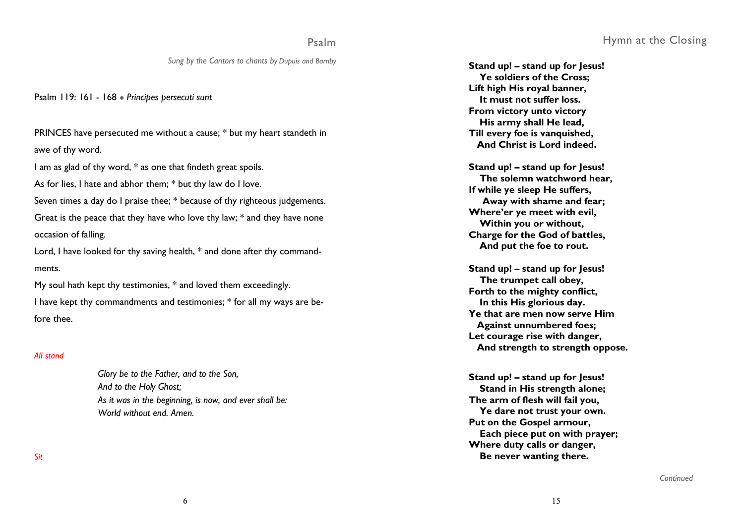## Psalm

*Sung by the Cantors to chants by Dupuis and Barnby*

Psalm 119: 161 - 168 • *Principes persecuti sunt*

PRINCES have persecuted me without a cause; * but my heart standeth in awe of thy word.

I am as glad of thy word, * as one that findeth great spoils.

As for lies, I hate and abhor them; * but thy law do I love.

Seven times a day do I praise thee; * because of thy righteous judgements.

Great is the peace that they have who love thy law; * and they have none occasion of falling.

Lord, I have looked for thy saving health, * and done after thy commandments.

My soul hath kept thy testimonies, * and loved them exceedingly.

I have kept thy commandments and testimonies; * for all my ways are before thee.

*All stand*

*Glory be to the Father, and to the Son,*
*And to the Holy Ghost;*
*As it was in the beginning, is now, and ever shall be:*
*World without end. Amen.*

*Sit*

## Hymn at the Closing

**Stand up! – stand up for Jesus!**
**Ye soldiers of the Cross;**
**Lift high His royal banner,**
**It must not suffer loss.**
**From victory unto victory**
**His army shall He lead,**
**Till every foe is vanquished,**
**And Christ is Lord indeed.**

**Stand up! – stand up for Jesus!**
**The solemn watchword hear,**
**If while ye sleep He suffers,**
**Away with shame and fear;**
**Where'er ye meet with evil,**
**Within you or without,**
**Charge for the God of battles,**
**And put the foe to rout.**

**Stand up! – stand up for Jesus!**
**The trumpet call obey,**
**Forth to the mighty conflict,**
**In this His glorious day.**
**Ye that are men now serve Him**
**Against unnumbered foes;**
**Let courage rise with danger,**
**And strength to strength oppose.**

**Stand up! – stand up for Jesus!**
**Stand in His strength alone;**
**The arm of flesh will fail you,**
**Ye dare not trust your own.**
**Put on the Gospel armour,**
**Each piece put on with prayer;**
**Where duty calls or danger,**
**Be never wanting there.**

*Continued*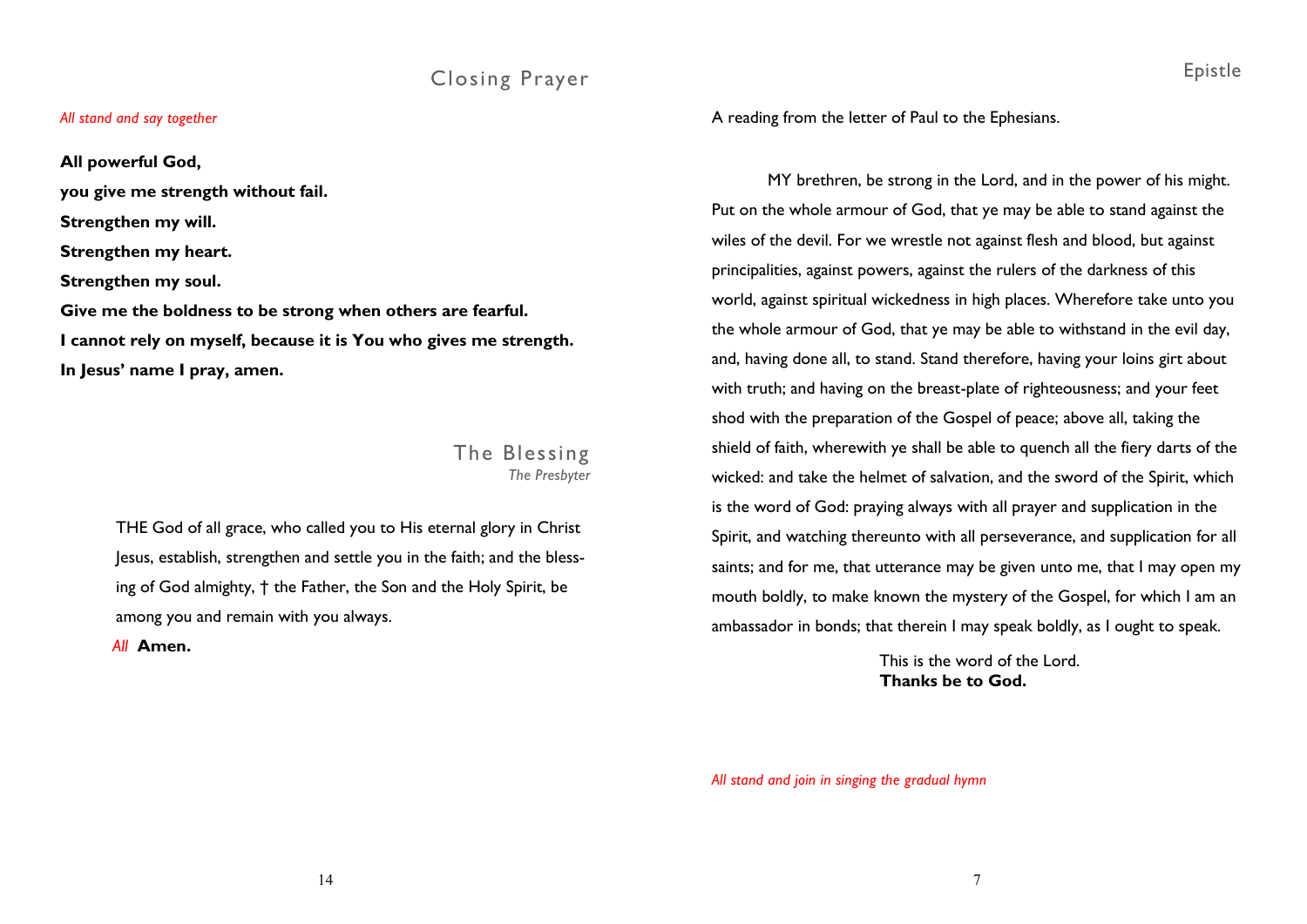## Closing Prayer

*All stand and say together*

**All powerful God,**
**you give me strength without fail.**
**Strengthen my will.**
**Strengthen my heart.**
**Strengthen my soul.**
**Give me the boldness to be strong when others are fearful.**
**I cannot rely on myself, because it is You who gives me strength.**
**In Jesus' name I pray, amen.**

## The Blessing

*The Presbyter*

THE God of all grace, who called you to His eternal glory in Christ Jesus, establish, strengthen and settle you in the faith; and the blessing of God almighty, † the Father, the Son and the Holy Spirit, be among you and remain with you always.

*All* **Amen.**

## Epistle

A reading from the letter of Paul to the Ephesians.

MY brethren, be strong in the Lord, and in the power of his might. Put on the whole armour of God, that ye may be able to stand against the wiles of the devil. For we wrestle not against flesh and blood, but against principalities, against powers, against the rulers of the darkness of this world, against spiritual wickedness in high places. Wherefore take unto you the whole armour of God, that ye may be able to withstand in the evil day, and, having done all, to stand. Stand therefore, having your loins girt about with truth; and having on the breast-plate of righteousness; and your feet shod with the preparation of the Gospel of peace; above all, taking the shield of faith, wherewith ye shall be able to quench all the fiery darts of the wicked: and take the helmet of salvation, and the sword of the Spirit, which is the word of God: praying always with all prayer and supplication in the Spirit, and watching thereunto with all perseverance, and supplication for all saints; and for me, that utterance may be given unto me, that I may open my mouth boldly, to make known the mystery of the Gospel, for which I am an ambassador in bonds; that therein I may speak boldly, as I ought to speak.

This is the word of the Lord.
**Thanks be to God.**

*All stand and join in singing the gradual hymn*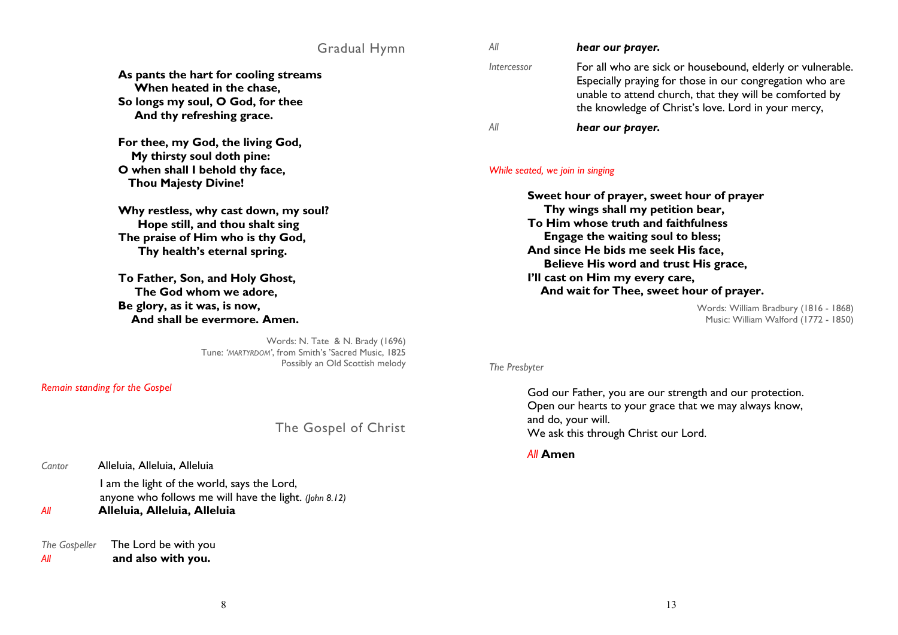## Gradual Hymn

**As pants the hart for cooling streams**
**When heated in the chase,**
**So longs my soul, O God, for thee**
**And thy refreshing grace.**

**For thee, my God, the living God,**
**My thirsty soul doth pine:**
**O when shall I behold thy face,**
**Thou Majesty Divine!**

**Why restless, why cast down, my soul?**
**Hope still, and thou shalt sing**
**The praise of Him who is thy God,**
**Thy health's eternal spring.**

**To Father, Son, and Holy Ghost,**
**The God whom we adore,**
**Be glory, as it was, is now,**
**And shall be evermore. Amen.**

Words: N. Tate & N. Brady (1696)
Tune: *'MARTYRDOM'*, from Smith's 'Sacred Music, 1825
Possibly an Old Scottish melody

*Remain standing for the Gospel*

## The Gospel of Christ

*Cantor* Alleluia, Alleluia, Alleluia
I am the light of the world, says the Lord,
anyone who follows me will have the light. *(John 8.12)*

*All* **Alleluia, Alleluia, Alleluia**

*The Gospeller* The Lord be with you
*All* **and also with you.**

*All* ***hear our prayer.***

*Intercessor* For all who are sick or housebound, elderly or vulnerable. Especially praying for those in our congregation who are unable to attend church, that they will be comforted by the knowledge of Christ's love. Lord in your mercy,

*All* ***hear our prayer.***

*While seated, we join in singing*

**Sweet hour of prayer, sweet hour of prayer**
**Thy wings shall my petition bear,**
**To Him whose truth and faithfulness**
**Engage the waiting soul to bless;**
**And since He bids me seek His face,**
**Believe His word and trust His grace,**
**I'll cast on Him my every care,**
**And wait for Thee, sweet hour of prayer.**

Words: William Bradbury (1816 - 1868)
Music: William Walford (1772 - 1850)

*The Presbyter*

God our Father, you are our strength and our protection.
Open our hearts to your grace that we may always know,
and do, your will.
We ask this through Christ our Lord.

*All* **Amen**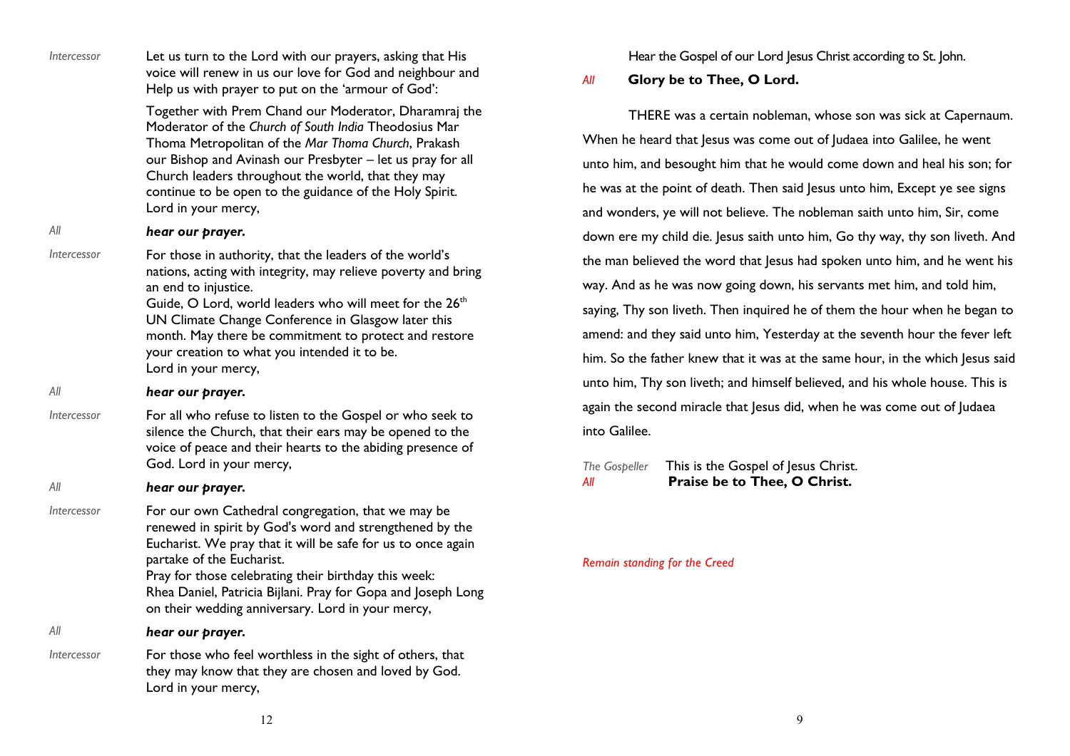*Intercessor* Let us turn to the Lord with our prayers, asking that His voice will renew in us our love for God and neighbour and Help us with prayer to put on the 'armour of God':

Together with Prem Chand our Moderator, Dharamraj the Moderator of the *Church of South India* Theodosius Mar Thoma Metropolitan of the *Mar Thoma Church*, Prakash our Bishop and Avinash our Presbyter – let us pray for all Church leaders throughout the world, that they may continue to be open to the guidance of the Holy Spirit. Lord in your mercy,

*All* ***hear our prayer.***

*Intercessor* For those in authority, that the leaders of the world's nations, acting with integrity, may relieve poverty and bring an end to injustice.
Guide, O Lord, world leaders who will meet for the 26th UN Climate Change Conference in Glasgow later this month. May there be commitment to protect and restore your creation to what you intended it to be.
Lord in your mercy,

*All* ***hear our prayer.***

*Intercessor* For all who refuse to listen to the Gospel or who seek to silence the Church, that their ears may be opened to the voice of peace and their hearts to the abiding presence of God. Lord in your mercy,

*All* ***hear our prayer.***

*Intercessor* For our own Cathedral congregation, that we may be renewed in spirit by God's word and strengthened by the Eucharist. We pray that it will be safe for us to once again partake of the Eucharist.
Pray for those celebrating their birthday this week:
Rhea Daniel, Patricia Bijlani. Pray for Gopa and Joseph Long on their wedding anniversary. Lord in your mercy,

*All* ***hear our prayer.***

*Intercessor* For those who feel worthless in the sight of others, that they may know that they are chosen and loved by God. Lord in your mercy,

Hear the Gospel of our Lord Jesus Christ according to St. John.

*All* **Glory be to Thee, O Lord.**

THERE was a certain nobleman, whose son was sick at Capernaum. When he heard that Jesus was come out of Judaea into Galilee, he went unto him, and besought him that he would come down and heal his son; for he was at the point of death. Then said Jesus unto him, Except ye see signs and wonders, ye will not believe. The nobleman saith unto him, Sir, come down ere my child die. Jesus saith unto him, Go thy way, thy son liveth. And the man believed the word that Jesus had spoken unto him, and he went his way. And as he was now going down, his servants met him, and told him, saying, Thy son liveth. Then inquired he of them the hour when he began to amend: and they said unto him, Yesterday at the seventh hour the fever left him. So the father knew that it was at the same hour, in the which Jesus said unto him, Thy son liveth; and himself believed, and his whole house. This is again the second miracle that Jesus did, when he was come out of Judaea into Galilee.

*The Gospeller* This is the Gospel of Jesus Christ.
*All* **Praise be to Thee, O Christ.**

*Remain standing for the Creed*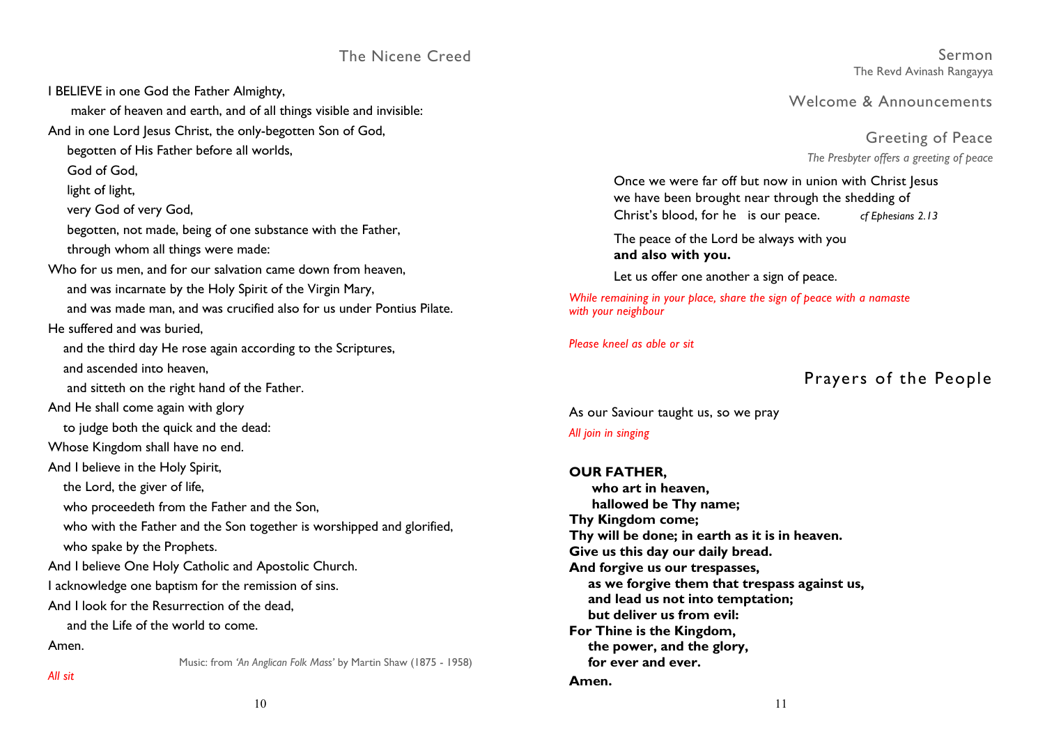## The Nicene Creed

I BELIEVE in one God the Father Almighty,
maker of heaven and earth, and of all things visible and invisible:
And in one Lord Jesus Christ, the only-begotten Son of God,
begotten of His Father before all worlds,
God of God,
light of light,
very God of very God,
begotten, not made, being of one substance with the Father,
through whom all things were made:
Who for us men, and for our salvation came down from heaven,
and was incarnate by the Holy Spirit of the Virgin Mary,
and was made man, and was crucified also for us under Pontius Pilate.
He suffered and was buried,
and the third day He rose again according to the Scriptures,
and ascended into heaven,
and sitteth on the right hand of the Father.
And He shall come again with glory
to judge both the quick and the dead:
Whose Kingdom shall have no end.
And I believe in the Holy Spirit,
the Lord, the giver of life,
who proceedeth from the Father and the Son,
who with the Father and the Son together is worshipped and glorified,
who spake by the Prophets.
And I believe One Holy Catholic and Apostolic Church.
I acknowledge one baptism for the remission of sins.
And I look for the Resurrection of the dead,
and the Life of the world to come.
Amen.

Music: from *'An Anglican Folk Mass'* by Martin Shaw (1875 - 1958)

*All sit*

## Sermon

The Revd Avinash Rangayya

## Welcome & Announcements

## Greeting of Peace

*The Presbyter offers a greeting of peace*

Once we were far off but now in union with Christ Jesus
we have been brought near through the shedding of
Christ's blood, for he is our peace. *cf Ephesians 2.13*

The peace of the Lord be always with you
**and also with you.**

Let us offer one another a sign of peace.

*While remaining in your place, share the sign of peace with a namaste with your neighbour*

*Please kneel as able or sit*

## Prayers of the People

As our Saviour taught us, so we pray

*All join in singing*

**OUR FATHER,**
**who art in heaven,**
**hallowed be Thy name;**
**Thy Kingdom come;**
**Thy will be done; in earth as it is in heaven.**
**Give us this day our daily bread.**
**And forgive us our trespasses,**
**as we forgive them that trespass against us,**
**and lead us not into temptation;**
**but deliver us from evil:**
**For Thine is the Kingdom,**
**the power, and the glory,**
**for ever and ever.**
**Amen.**